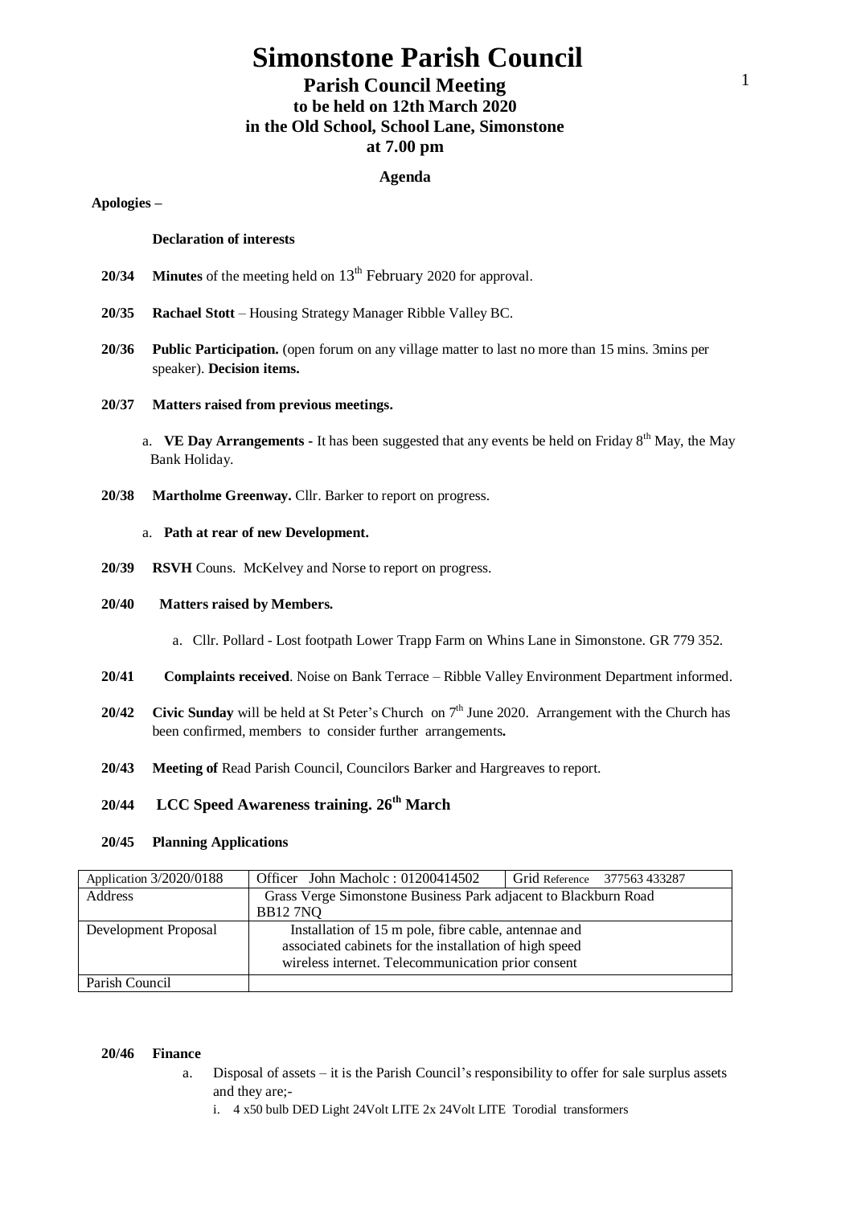# Simonstone Parish Council

## Parish Council Meeting
### to be held on 12th March 2020
### in the Old School, School Lane, Simonstone
### at 7.00 pm

**Agenda**

**Apologies –**

**Declaration of interests**

**20/34** **Minutes** of the meeting held on 13th February 2020 for approval.

**20/35** **Rachael Stott** – Housing Strategy Manager Ribble Valley BC.

**20/36** **Public Participation.** (open forum on any village matter to last no more than 15 mins. 3mins per speaker). **Decision items.**

**20/37** **Matters raised from previous meetings.**

a. **VE Day Arrangements -** It has been suggested that any events be held on Friday 8th May, the May Bank Holiday.

**20/38** **Martholme Greenway.** Cllr. Barker to report on progress.

a. **Path at rear of new Development.**

**20/39** **RSVH** Couns. McKelvey and Norse to report on progress.

**20/40** **Matters raised by Members.**

a. Cllr. Pollard - Lost footpath Lower Trapp Farm on Whins Lane in Simonstone. GR 779 352.

**20/41** **Complaints received**. Noise on Bank Terrace – Ribble Valley Environment Department informed.

**20/42** **Civic Sunday** will be held at St Peter's Church on 7th June 2020. Arrangement with the Church has been confirmed, members to consider further arrangements**.**

**20/43** **Meeting of** Read Parish Council, Councilors Barker and Hargreaves to report.

**20/44** **LCC Speed Awareness training. 26th March**

**20/45** **Planning Applications**

| Application 3/2020/0188 | Officer John Macholc : 01200414502 | Grid Reference 377563 433287 |
|---|---|---|
| Address | Grass Verge Simonstone Business Park adjacent to Blackburn Road BB12 7NQ | |
| Development Proposal | Installation of 15 m pole, fibre cable, antennae and associated cabinets for the installation of high speed wireless internet. Telecommunication prior consent | |
| Parish Council | | |

**20/46** **Finance**

a. Disposal of assets – it is the Parish Council's responsibility to offer for sale surplus assets and they are;-
   i. 4 x50 bulb DED Light 24Volt LITE 2x 24Volt LITE Torodial transformers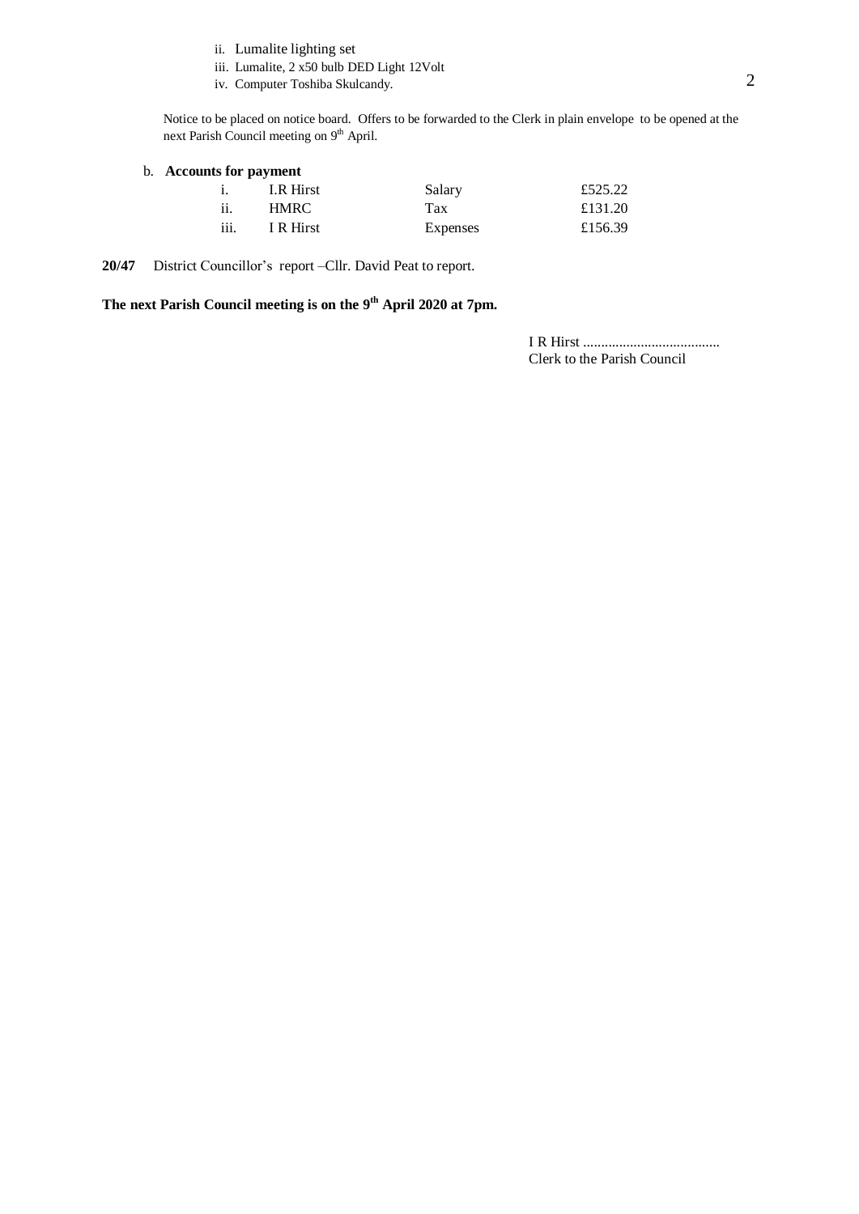ii. Lumalite lighting set
iii. Lumalite, 2 x50 bulb DED Light 12Volt
iv. Computer Toshiba Skulcandy.

Notice to be placed on notice board. Offers to be forwarded to the Clerk in plain envelope to be opened at the next Parish Council meeting on 9th April.

b. **Accounts for payment**

| | | | |
|---|---|---|---|
| i. | I.R Hirst | Salary | £525.22 |
| ii. | HMRC | Tax | £131.20 |
| iii. | I R Hirst | Expenses | £156.39 |

**20/47** District Councillor's report –Cllr. David Peat to report.

**The next Parish Council meeting is on the 9th April 2020 at 7pm.**

I R Hirst ......................................
Clerk to the Parish Council